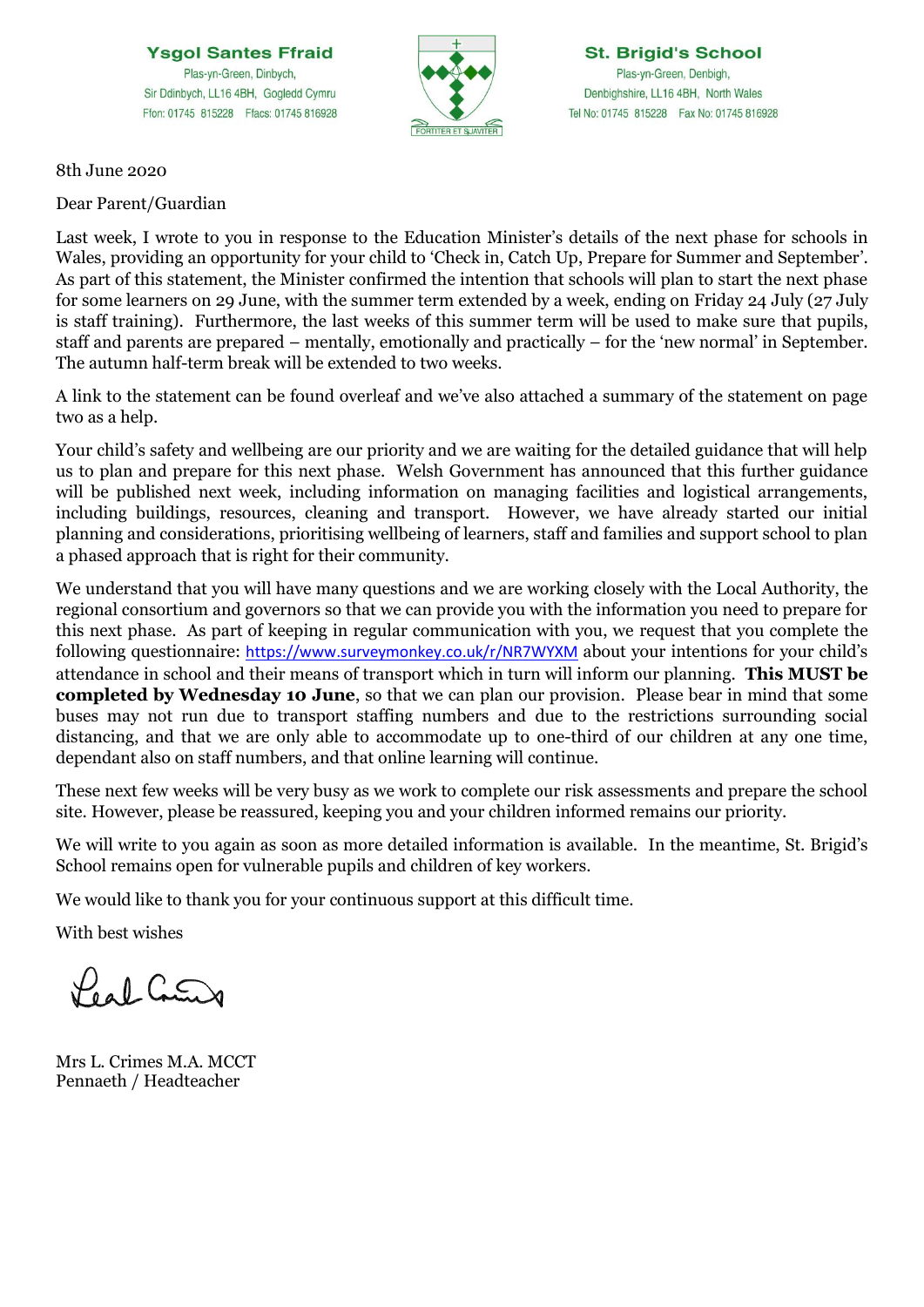**Ysgol Santes Ffraid**
Plas-yn-Green, Dinbych,
Sir Ddinbych, LL16 4BH, Gogledd Cymru
Ffon: 01745 815228 Ffacs: 01745 816928

FORTITER ET SUAVITER

**St. Brigid's School**
Plas-yn-Green, Denbigh,
Denbighshire, LL16 4BH, North Wales
Tel No: 01745 815228 Fax No: 01745 816928

8th June 2020

Dear Parent/Guardian

Last week, I wrote to you in response to the Education Minister's details of the next phase for schools in Wales, providing an opportunity for your child to 'Check in, Catch Up, Prepare for Summer and September'. As part of this statement, the Minister confirmed the intention that schools will plan to start the next phase for some learners on 29 June, with the summer term extended by a week, ending on Friday 24 July (27 July is staff training). Furthermore, the last weeks of this summer term will be used to make sure that pupils, staff and parents are prepared – mentally, emotionally and practically – for the 'new normal' in September. The autumn half-term break will be extended to two weeks.

A link to the statement can be found overleaf and we've also attached a summary of the statement on page two as a help.

Your child's safety and wellbeing are our priority and we are waiting for the detailed guidance that will help us to plan and prepare for this next phase. Welsh Government has announced that this further guidance will be published next week, including information on managing facilities and logistical arrangements, including buildings, resources, cleaning and transport. However, we have already started our initial planning and considerations, prioritising wellbeing of learners, staff and families and support school to plan a phased approach that is right for their community.

We understand that you will have many questions and we are working closely with the Local Authority, the regional consortium and governors so that we can provide you with the information you need to prepare for this next phase. As part of keeping in regular communication with you, we request that you complete the following questionnaire: https://www.surveymonkey.co.uk/r/NR7WYXM about your intentions for your child's attendance in school and their means of transport which in turn will inform our planning. **This MUST be completed by Wednesday 10 June**, so that we can plan our provision. Please bear in mind that some buses may not run due to transport staffing numbers and due to the restrictions surrounding social distancing, and that we are only able to accommodate up to one-third of our children at any one time, dependant also on staff numbers, and that online learning will continue.

These next few weeks will be very busy as we work to complete our risk assessments and prepare the school site. However, please be reassured, keeping you and your children informed remains our priority.

We will write to you again as soon as more detailed information is available. In the meantime, St. Brigid's School remains open for vulnerable pupils and children of key workers.

We would like to thank you for your continuous support at this difficult time.

With best wishes

Mrs L. Crimes M.A. MCCT
Pennaeth / Headteacher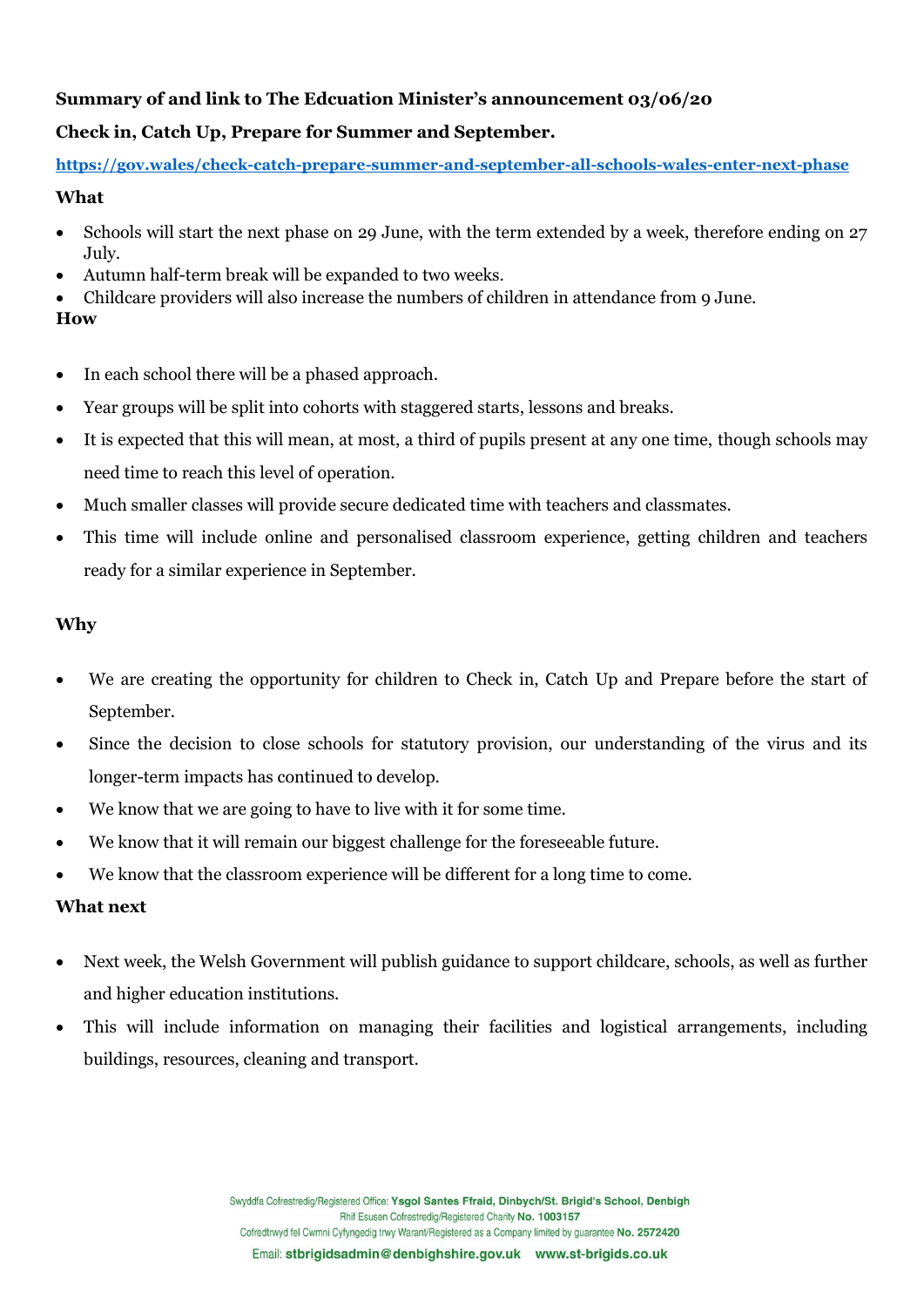**Summary of and link to The Edcuation Minister's announcement 03/06/20**

**Check in, Catch Up, Prepare for Summer and September.**

https://gov.wales/check-catch-prepare-summer-and-september-all-schools-wales-enter-next-phase

**What**

- Schools will start the next phase on 29 June, with the term extended by a week, therefore ending on 27 July.
- Autumn half-term break will be expanded to two weeks.
- Childcare providers will also increase the numbers of children in attendance from 9 June.

**How**

- In each school there will be a phased approach.
- Year groups will be split into cohorts with staggered starts, lessons and breaks.
- It is expected that this will mean, at most, a third of pupils present at any one time, though schools may need time to reach this level of operation.
- Much smaller classes will provide secure dedicated time with teachers and classmates.
- This time will include online and personalised classroom experience, getting children and teachers ready for a similar experience in September.

**Why**

- We are creating the opportunity for children to Check in, Catch Up and Prepare before the start of September.
- Since the decision to close schools for statutory provision, our understanding of the virus and its longer-term impacts has continued to develop.
- We know that we are going to have to live with it for some time.
- We know that it will remain our biggest challenge for the foreseeable future.
- We know that the classroom experience will be different for a long time to come.

**What next**

- Next week, the Welsh Government will publish guidance to support childcare, schools, as well as further and higher education institutions.
- This will include information on managing their facilities and logistical arrangements, including buildings, resources, cleaning and transport.